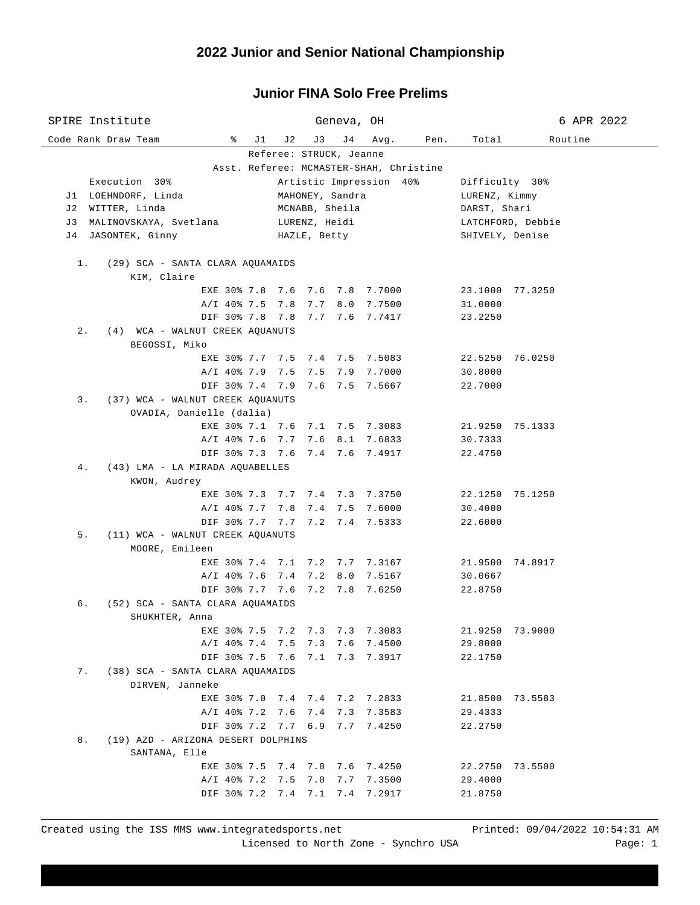# 2022 Junior and Senior National Championship

## Junior FINA Solo Free Prelims

SPIRE Institute — Geneva, OH — 6 APR 2022

Referee: STRUCK, Jeanne
Asst. Referee: MCMASTER-SHAH, Christine

| | Execution 30% | Artistic Impression 40% | Difficulty 30% |
|---|---|---|---|
| J1 | LOEHNDORF, Linda | MAHONEY, Sandra | LURENZ, Kimmy |
| J2 | WITTER, Linda | MCNABB, Sheila | DARST, Shari |
| J3 | MALINOVSKAYA, Svetlana | LURENZ, Heidi | LATCHFORD, Debbie |
| J4 | JASONTEK, Ginny | HAZLE, Betty | SHIVELY, Denise |

| Code | Rank | Draw | Team | % | J1 | J2 | J3 | J4 | Avg. | Pen. | Total | Routine |
|---|---|---|---|---|---|---|---|---|---|---|---|---|
| | 1. | (29) | SCA - SANTA CLARA AQUAMAIDS | | | | | | | | | |
| | | | KIM, Claire | | | | | | | | | |
| | | | | EXE 30% | 7.8 | 7.6 | 7.6 | 7.8 | 7.7000 | | 23.1000 | 77.3250 |
| | | | | A/I 40% | 7.5 | 7.8 | 7.7 | 8.0 | 7.7500 | | 31.0000 | |
| | | | | DIF 30% | 7.8 | 7.8 | 7.7 | 7.6 | 7.7417 | | 23.2250 | |
| | 2. | (4) | WCA - WALNUT CREEK AQUANUTS | | | | | | | | | |
| | | | BEGOSSI, Miko | | | | | | | | | |
| | | | | EXE 30% | 7.7 | 7.5 | 7.4 | 7.5 | 7.5083 | | 22.5250 | 76.0250 |
| | | | | A/I 40% | 7.9 | 7.5 | 7.5 | 7.9 | 7.7000 | | 30.8000 | |
| | | | | DIF 30% | 7.4 | 7.9 | 7.6 | 7.5 | 7.5667 | | 22.7000 | |
| | 3. | (37) | WCA - WALNUT CREEK AQUANUTS | | | | | | | | | |
| | | | OVADIA, Danielle (dalia) | | | | | | | | | |
| | | | | EXE 30% | 7.1 | 7.6 | 7.1 | 7.5 | 7.3083 | | 21.9250 | 75.1333 |
| | | | | A/I 40% | 7.6 | 7.7 | 7.6 | 8.1 | 7.6833 | | 30.7333 | |
| | | | | DIF 30% | 7.3 | 7.6 | 7.4 | 7.6 | 7.4917 | | 22.4750 | |
| | 4. | (43) | LMA - LA MIRADA AQUABELLES | | | | | | | | | |
| | | | KWON, Audrey | | | | | | | | | |
| | | | | EXE 30% | 7.3 | 7.7 | 7.4 | 7.3 | 7.3750 | | 22.1250 | 75.1250 |
| | | | | A/I 40% | 7.7 | 7.8 | 7.4 | 7.5 | 7.6000 | | 30.4000 | |
| | | | | DIF 30% | 7.7 | 7.7 | 7.2 | 7.4 | 7.5333 | | 22.6000 | |
| | 5. | (11) | WCA - WALNUT CREEK AQUANUTS | | | | | | | | | |
| | | | MOORE, Emileen | | | | | | | | | |
| | | | | EXE 30% | 7.4 | 7.1 | 7.2 | 7.7 | 7.3167 | | 21.9500 | 74.8917 |
| | | | | A/I 40% | 7.6 | 7.4 | 7.2 | 8.0 | 7.5167 | | 30.0667 | |
| | | | | DIF 30% | 7.7 | 7.6 | 7.2 | 7.8 | 7.6250 | | 22.8750 | |
| | 6. | (52) | SCA - SANTA CLARA AQUAMAIDS | | | | | | | | | |
| | | | SHUKHTER, Anna | | | | | | | | | |
| | | | | EXE 30% | 7.5 | 7.2 | 7.3 | 7.3 | 7.3083 | | 21.9250 | 73.9000 |
| | | | | A/I 40% | 7.4 | 7.5 | 7.3 | 7.6 | 7.4500 | | 29.8000 | |
| | | | | DIF 30% | 7.5 | 7.6 | 7.1 | 7.3 | 7.3917 | | 22.1750 | |
| | 7. | (38) | SCA - SANTA CLARA AQUAMAIDS | | | | | | | | | |
| | | | DIRVEN, Janneke | | | | | | | | | |
| | | | | EXE 30% | 7.0 | 7.4 | 7.4 | 7.2 | 7.2833 | | 21.8500 | 73.5583 |
| | | | | A/I 40% | 7.2 | 7.6 | 7.4 | 7.3 | 7.3583 | | 29.4333 | |
| | | | | DIF 30% | 7.2 | 7.7 | 6.9 | 7.7 | 7.4250 | | 22.2750 | |
| | 8. | (19) | AZD - ARIZONA DESERT DOLPHINS | | | | | | | | | |
| | | | SANTANA, Elle | | | | | | | | | |
| | | | | EXE 30% | 7.5 | 7.4 | 7.0 | 7.6 | 7.4250 | | 22.2750 | 73.5500 |
| | | | | A/I 40% | 7.2 | 7.5 | 7.0 | 7.7 | 7.3500 | | 29.4000 | |
| | | | | DIF 30% | 7.2 | 7.4 | 7.1 | 7.4 | 7.2917 | | 21.8750 | |

Created using the ISS MMS www.integratedsports.net — Printed: 09/04/2022 10:54:31 AM
Licensed to North Zone - Synchro USA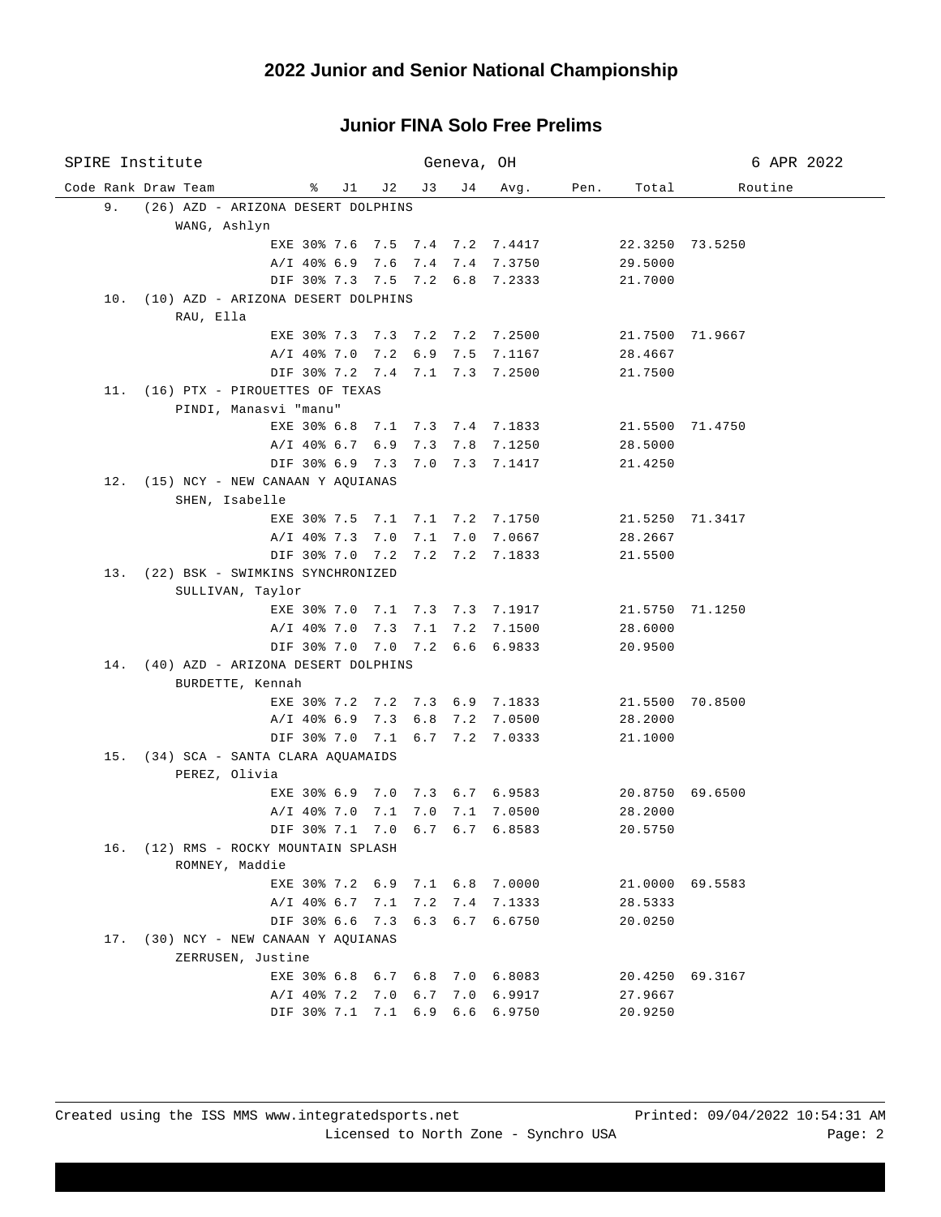# 2022 Junior and Senior National Championship

## Junior FINA Solo Free Prelims

SPIRE Institute — Geneva, OH — 6 APR 2022

| Code | Rank | Draw | Team | % | J1 | J2 | J3 | J4 | Avg. | Pen. | Total | Routine |
|---|---|---|---|---|---|---|---|---|---|---|---|---|
| | 9. | (26) | AZD - ARIZONA DESERT DOLPHINS | | | | | | | | | |
| | | | WANG, Ashlyn | | | | | | | | | |
| | | | | EXE 30% | 7.6 | 7.5 | 7.4 | 7.2 | 7.4417 | | 22.3250 | 73.5250 |
| | | | | A/I 40% | 6.9 | 7.6 | 7.4 | 7.4 | 7.3750 | | 29.5000 | |
| | | | | DIF 30% | 7.3 | 7.5 | 7.2 | 6.8 | 7.2333 | | 21.7000 | |
| | 10. | (10) | AZD - ARIZONA DESERT DOLPHINS | | | | | | | | | |
| | | | RAU, Ella | | | | | | | | | |
| | | | | EXE 30% | 7.3 | 7.3 | 7.2 | 7.2 | 7.2500 | | 21.7500 | 71.9667 |
| | | | | A/I 40% | 7.0 | 7.2 | 6.9 | 7.5 | 7.1167 | | 28.4667 | |
| | | | | DIF 30% | 7.2 | 7.4 | 7.1 | 7.3 | 7.2500 | | 21.7500 | |
| | 11. | (16) | PTX - PIROUETTES OF TEXAS | | | | | | | | | |
| | | | PINDI, Manasvi "manu" | | | | | | | | | |
| | | | | EXE 30% | 6.8 | 7.1 | 7.3 | 7.4 | 7.1833 | | 21.5500 | 71.4750 |
| | | | | A/I 40% | 6.7 | 6.9 | 7.3 | 7.8 | 7.1250 | | 28.5000 | |
| | | | | DIF 30% | 6.9 | 7.3 | 7.0 | 7.3 | 7.1417 | | 21.4250 | |
| | 12. | (15) | NCY - NEW CANAAN Y AQUIANAS | | | | | | | | | |
| | | | SHEN, Isabelle | | | | | | | | | |
| | | | | EXE 30% | 7.5 | 7.1 | 7.1 | 7.2 | 7.1750 | | 21.5250 | 71.3417 |
| | | | | A/I 40% | 7.3 | 7.0 | 7.1 | 7.0 | 7.0667 | | 28.2667 | |
| | | | | DIF 30% | 7.0 | 7.2 | 7.2 | 7.2 | 7.1833 | | 21.5500 | |
| | 13. | (22) | BSK - SWIMKINS SYNCHRONIZED | | | | | | | | | |
| | | | SULLIVAN, Taylor | | | | | | | | | |
| | | | | EXE 30% | 7.0 | 7.1 | 7.3 | 7.3 | 7.1917 | | 21.5750 | 71.1250 |
| | | | | A/I 40% | 7.0 | 7.3 | 7.1 | 7.2 | 7.1500 | | 28.6000 | |
| | | | | DIF 30% | 7.0 | 7.0 | 7.2 | 6.6 | 6.9833 | | 20.9500 | |
| | 14. | (40) | AZD - ARIZONA DESERT DOLPHINS | | | | | | | | | |
| | | | BURDETTE, Kennah | | | | | | | | | |
| | | | | EXE 30% | 7.2 | 7.2 | 7.3 | 6.9 | 7.1833 | | 21.5500 | 70.8500 |
| | | | | A/I 40% | 6.9 | 7.3 | 6.8 | 7.2 | 7.0500 | | 28.2000 | |
| | | | | DIF 30% | 7.0 | 7.1 | 6.7 | 7.2 | 7.0333 | | 21.1000 | |
| | 15. | (34) | SCA - SANTA CLARA AQUAMAIDS | | | | | | | | | |
| | | | PEREZ, Olivia | | | | | | | | | |
| | | | | EXE 30% | 6.9 | 7.0 | 7.3 | 6.7 | 6.9583 | | 20.8750 | 69.6500 |
| | | | | A/I 40% | 7.0 | 7.1 | 7.0 | 7.1 | 7.0500 | | 28.2000 | |
| | | | | DIF 30% | 7.1 | 7.0 | 6.7 | 6.7 | 6.8583 | | 20.5750 | |
| | 16. | (12) | RMS - ROCKY MOUNTAIN SPLASH | | | | | | | | | |
| | | | ROMNEY, Maddie | | | | | | | | | |
| | | | | EXE 30% | 7.2 | 6.9 | 7.1 | 6.8 | 7.0000 | | 21.0000 | 69.5583 |
| | | | | A/I 40% | 6.7 | 7.1 | 7.2 | 7.4 | 7.1333 | | 28.5333 | |
| | | | | DIF 30% | 6.6 | 7.3 | 6.3 | 6.7 | 6.6750 | | 20.0250 | |
| | 17. | (30) | NCY - NEW CANAAN Y AQUIANAS | | | | | | | | | |
| | | | ZERRUSEN, Justine | | | | | | | | | |
| | | | | EXE 30% | 6.8 | 6.7 | 6.8 | 7.0 | 6.8083 | | 20.4250 | 69.3167 |
| | | | | A/I 40% | 7.2 | 7.0 | 6.7 | 7.0 | 6.9917 | | 27.9667 | |
| | | | | DIF 30% | 7.1 | 7.1 | 6.9 | 6.6 | 6.9750 | | 20.9250 | |

Created using the ISS MMS www.integratedsports.net — Printed: 09/04/2022 10:54:31 AM

Licensed to North Zone - Synchro USA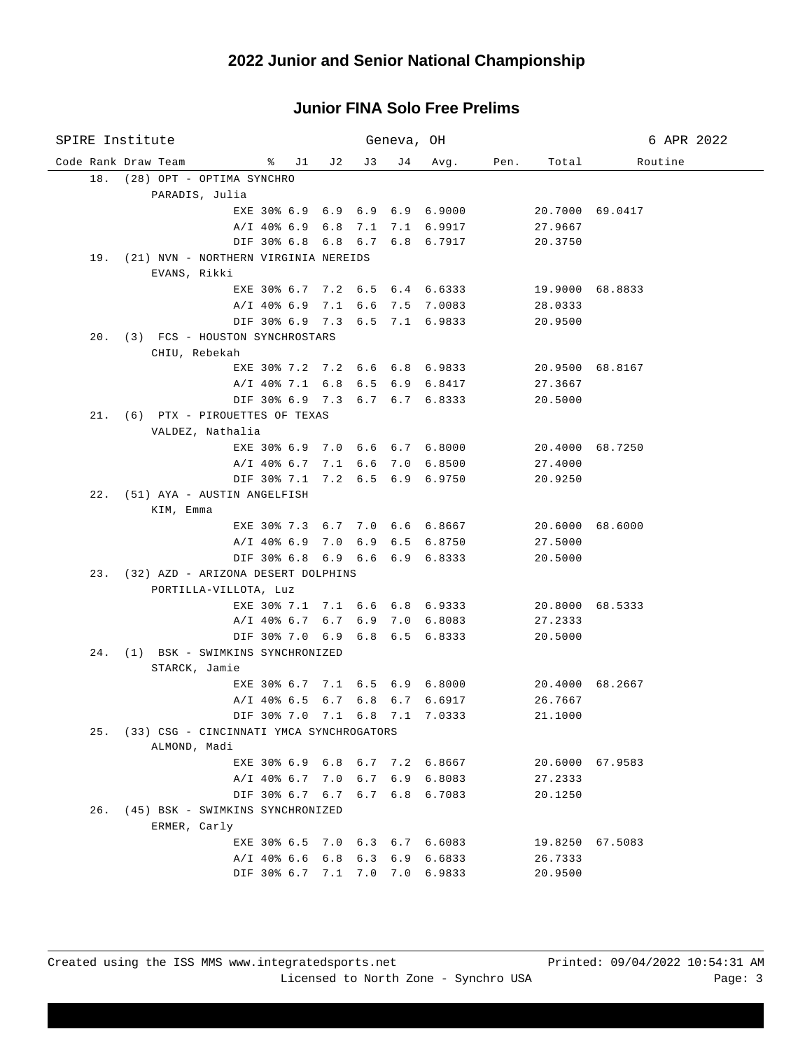# 2022 Junior and Senior National Championship

## Junior FINA Solo Free Prelims

SPIRE Institute | Geneva, OH | 6 APR 2022

| Code | Rank | Draw | Team | % | J1 | J2 | J3 | J4 | Avg. | Pen. | Total | Routine |
|---|---|---|---|---|---|---|---|---|---|---|---|---|
| | 18. | (28) | OPT - OPTIMA SYNCHRO | | | | | | | | | |
| | | | PARADIS, Julia | | | | | | | | | |
| | | | | EXE 30% | 6.9 | 6.9 | 6.9 | 6.9 | 6.9000 | | 20.7000 | 69.0417 |
| | | | | A/I 40% | 6.9 | 6.8 | 7.1 | 7.1 | 6.9917 | | 27.9667 | |
| | | | | DIF 30% | 6.8 | 6.8 | 6.7 | 6.8 | 6.7917 | | 20.3750 | |
| | 19. | (21) | NVN - NORTHERN VIRGINIA NEREIDS | | | | | | | | | |
| | | | EVANS, Rikki | | | | | | | | | |
| | | | | EXE 30% | 6.7 | 7.2 | 6.5 | 6.4 | 6.6333 | | 19.9000 | 68.8833 |
| | | | | A/I 40% | 6.9 | 7.1 | 6.6 | 7.5 | 7.0083 | | 28.0333 | |
| | | | | DIF 30% | 6.9 | 7.3 | 6.5 | 7.1 | 6.9833 | | 20.9500 | |
| | 20. | (3) | FCS - HOUSTON SYNCHROSTARS | | | | | | | | | |
| | | | CHIU, Rebekah | | | | | | | | | |
| | | | | EXE 30% | 7.2 | 7.2 | 6.6 | 6.8 | 6.9833 | | 20.9500 | 68.8167 |
| | | | | A/I 40% | 7.1 | 6.8 | 6.5 | 6.9 | 6.8417 | | 27.3667 | |
| | | | | DIF 30% | 6.9 | 7.3 | 6.7 | 6.7 | 6.8333 | | 20.5000 | |
| | 21. | (6) | PTX - PIROUETTES OF TEXAS | | | | | | | | | |
| | | | VALDEZ, Nathalia | | | | | | | | | |
| | | | | EXE 30% | 6.9 | 7.0 | 6.6 | 6.7 | 6.8000 | | 20.4000 | 68.7250 |
| | | | | A/I 40% | 6.7 | 7.1 | 6.6 | 7.0 | 6.8500 | | 27.4000 | |
| | | | | DIF 30% | 7.1 | 7.2 | 6.5 | 6.9 | 6.9750 | | 20.9250 | |
| | 22. | (51) | AYA - AUSTIN ANGELFISH | | | | | | | | | |
| | | | KIM, Emma | | | | | | | | | |
| | | | | EXE 30% | 7.3 | 6.7 | 7.0 | 6.6 | 6.8667 | | 20.6000 | 68.6000 |
| | | | | A/I 40% | 6.9 | 7.0 | 6.9 | 6.5 | 6.8750 | | 27.5000 | |
| | | | | DIF 30% | 6.8 | 6.9 | 6.6 | 6.9 | 6.8333 | | 20.5000 | |
| | 23. | (32) | AZD - ARIZONA DESERT DOLPHINS | | | | | | | | | |
| | | | PORTILLA-VILLOTA, Luz | | | | | | | | | |
| | | | | EXE 30% | 7.1 | 7.1 | 6.6 | 6.8 | 6.9333 | | 20.8000 | 68.5333 |
| | | | | A/I 40% | 6.7 | 6.7 | 6.9 | 7.0 | 6.8083 | | 27.2333 | |
| | | | | DIF 30% | 7.0 | 6.9 | 6.8 | 6.5 | 6.8333 | | 20.5000 | |
| | 24. | (1) | BSK - SWIMKINS SYNCHRONIZED | | | | | | | | | |
| | | | STARCK, Jamie | | | | | | | | | |
| | | | | EXE 30% | 6.7 | 7.1 | 6.5 | 6.9 | 6.8000 | | 20.4000 | 68.2667 |
| | | | | A/I 40% | 6.5 | 6.7 | 6.8 | 6.7 | 6.6917 | | 26.7667 | |
| | | | | DIF 30% | 7.0 | 7.1 | 6.8 | 7.1 | 7.0333 | | 21.1000 | |
| | 25. | (33) | CSG - CINCINNATI YMCA SYNCHROGATORS | | | | | | | | | |
| | | | ALMOND, Madi | | | | | | | | | |
| | | | | EXE 30% | 6.9 | 6.8 | 6.7 | 7.2 | 6.8667 | | 20.6000 | 67.9583 |
| | | | | A/I 40% | 6.7 | 7.0 | 6.7 | 6.9 | 6.8083 | | 27.2333 | |
| | | | | DIF 30% | 6.7 | 6.7 | 6.7 | 6.8 | 6.7083 | | 20.1250 | |
| | 26. | (45) | BSK - SWIMKINS SYNCHRONIZED | | | | | | | | | |
| | | | ERMER, Carly | | | | | | | | | |
| | | | | EXE 30% | 6.5 | 7.0 | 6.3 | 6.7 | 6.6083 | | 19.8250 | 67.5083 |
| | | | | A/I 40% | 6.6 | 6.8 | 6.3 | 6.9 | 6.6833 | | 26.7333 | |
| | | | | DIF 30% | 6.7 | 7.1 | 7.0 | 7.0 | 6.9833 | | 20.9500 | |

Created using the ISS MMS www.integratedsports.net — Printed: 09/04/2022 10:54:31 AM

Licensed to North Zone - Synchro USA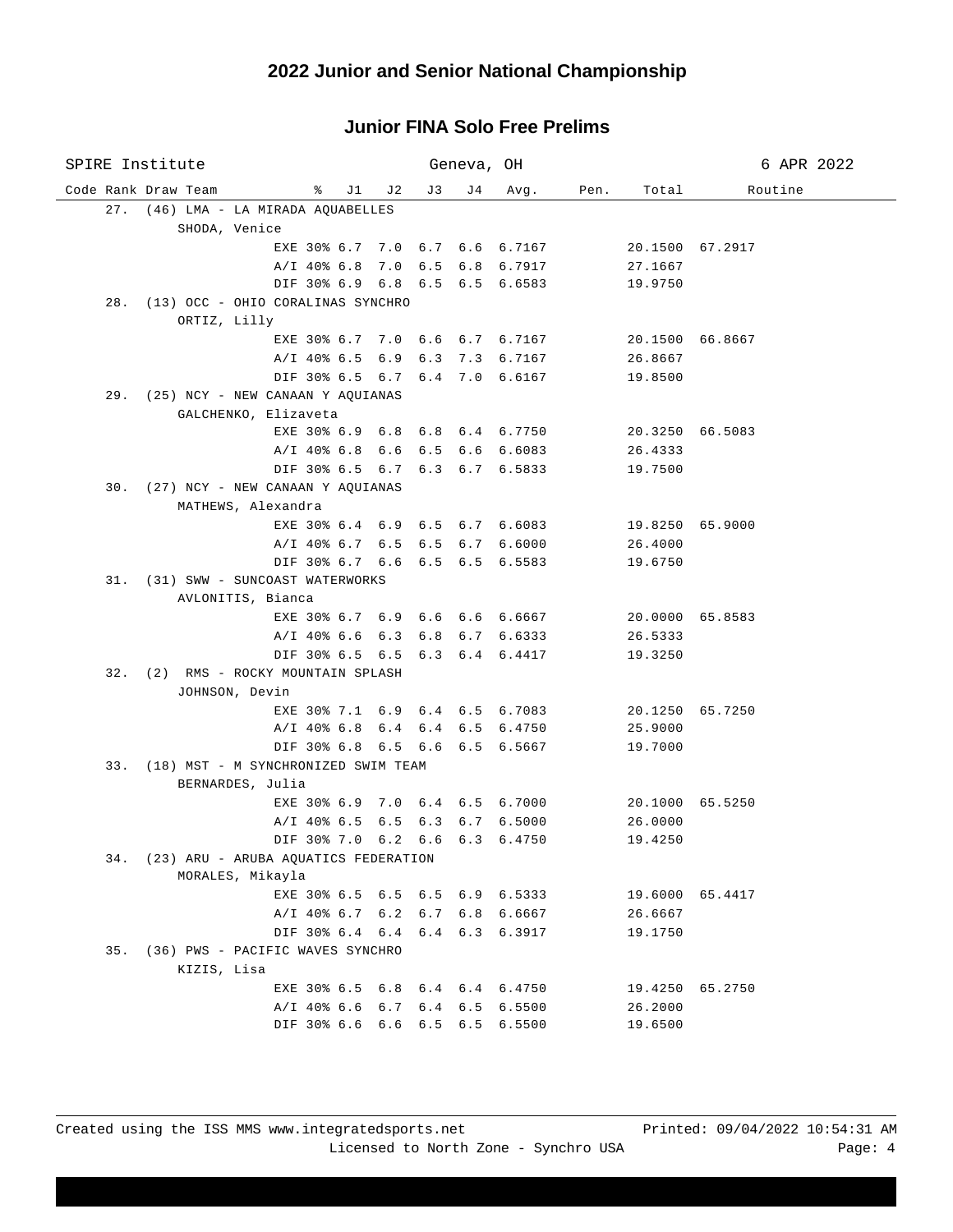# 2022 Junior and Senior National Championship

## Junior FINA Solo Free Prelims

SPIRE Institute | Geneva, OH | 6 APR 2022

| Code | Rank | Draw | Team | % | J1 | J2 | J3 | J4 | Avg. | Pen. | Total | Routine |
|---|---|---|---|---|---|---|---|---|---|---|---|---|
| | 27. | (46) | LMA - LA MIRADA AQUABELLES | | | | | | | | | |
| | | | SHODA, Venice | | | | | | | | | |
| | | | | EXE 30% | 6.7 | 7.0 | 6.7 | 6.6 | 6.7167 | | 20.1500 | 67.2917 |
| | | | | A/I 40% | 6.8 | 7.0 | 6.5 | 6.8 | 6.7917 | | 27.1667 | |
| | | | | DIF 30% | 6.9 | 6.8 | 6.5 | 6.5 | 6.6583 | | 19.9750 | |
| | 28. | (13) | OCC - OHIO CORALINAS SYNCHRO | | | | | | | | | |
| | | | ORTIZ, Lilly | | | | | | | | | |
| | | | | EXE 30% | 6.7 | 7.0 | 6.6 | 6.7 | 6.7167 | | 20.1500 | 66.8667 |
| | | | | A/I 40% | 6.5 | 6.9 | 6.3 | 7.3 | 6.7167 | | 26.8667 | |
| | | | | DIF 30% | 6.5 | 6.7 | 6.4 | 7.0 | 6.6167 | | 19.8500 | |
| | 29. | (25) | NCY - NEW CANAAN Y AQUIANAS | | | | | | | | | |
| | | | GALCHENKO, Elizaveta | | | | | | | | | |
| | | | | EXE 30% | 6.9 | 6.8 | 6.8 | 6.4 | 6.7750 | | 20.3250 | 66.5083 |
| | | | | A/I 40% | 6.8 | 6.6 | 6.5 | 6.6 | 6.6083 | | 26.4333 | |
| | | | | DIF 30% | 6.5 | 6.7 | 6.3 | 6.7 | 6.5833 | | 19.7500 | |
| | 30. | (27) | NCY - NEW CANAAN Y AQUIANAS | | | | | | | | | |
| | | | MATHEWS, Alexandra | | | | | | | | | |
| | | | | EXE 30% | 6.4 | 6.9 | 6.5 | 6.7 | 6.6083 | | 19.8250 | 65.9000 |
| | | | | A/I 40% | 6.7 | 6.5 | 6.5 | 6.7 | 6.6000 | | 26.4000 | |
| | | | | DIF 30% | 6.7 | 6.6 | 6.5 | 6.5 | 6.5583 | | 19.6750 | |
| | 31. | (31) | SWW - SUNCOAST WATERWORKS | | | | | | | | | |
| | | | AVLONITIS, Bianca | | | | | | | | | |
| | | | | EXE 30% | 6.7 | 6.9 | 6.6 | 6.6 | 6.6667 | | 20.0000 | 65.8583 |
| | | | | A/I 40% | 6.6 | 6.3 | 6.8 | 6.7 | 6.6333 | | 26.5333 | |
| | | | | DIF 30% | 6.5 | 6.5 | 6.3 | 6.4 | 6.4417 | | 19.3250 | |
| | 32. | (2) | RMS - ROCKY MOUNTAIN SPLASH | | | | | | | | | |
| | | | JOHNSON, Devin | | | | | | | | | |
| | | | | EXE 30% | 7.1 | 6.9 | 6.4 | 6.5 | 6.7083 | | 20.1250 | 65.7250 |
| | | | | A/I 40% | 6.8 | 6.4 | 6.4 | 6.5 | 6.4750 | | 25.9000 | |
| | | | | DIF 30% | 6.8 | 6.5 | 6.6 | 6.5 | 6.5667 | | 19.7000 | |
| | 33. | (18) | MST - M SYNCHRONIZED SWIM TEAM | | | | | | | | | |
| | | | BERNARDES, Julia | | | | | | | | | |
| | | | | EXE 30% | 6.9 | 7.0 | 6.4 | 6.5 | 6.7000 | | 20.1000 | 65.5250 |
| | | | | A/I 40% | 6.5 | 6.5 | 6.3 | 6.7 | 6.5000 | | 26.0000 | |
| | | | | DIF 30% | 7.0 | 6.2 | 6.6 | 6.3 | 6.4750 | | 19.4250 | |
| | 34. | (23) | ARU - ARUBA AQUATICS FEDERATION | | | | | | | | | |
| | | | MORALES, Mikayla | | | | | | | | | |
| | | | | EXE 30% | 6.5 | 6.5 | 6.5 | 6.9 | 6.5333 | | 19.6000 | 65.4417 |
| | | | | A/I 40% | 6.7 | 6.2 | 6.7 | 6.8 | 6.6667 | | 26.6667 | |
| | | | | DIF 30% | 6.4 | 6.4 | 6.4 | 6.3 | 6.3917 | | 19.1750 | |
| | 35. | (36) | PWS - PACIFIC WAVES SYNCHRO | | | | | | | | | |
| | | | KIZIS, Lisa | | | | | | | | | |
| | | | | EXE 30% | 6.5 | 6.8 | 6.4 | 6.4 | 6.4750 | | 19.4250 | 65.2750 |
| | | | | A/I 40% | 6.6 | 6.7 | 6.4 | 6.5 | 6.5500 | | 26.2000 | |
| | | | | DIF 30% | 6.6 | 6.6 | 6.5 | 6.5 | 6.5500 | | 19.6500 | |

Created using the ISS MMS www.integratedsports.net    Printed: 09/04/2022 10:54:31 AM
Licensed to North Zone - Synchro USA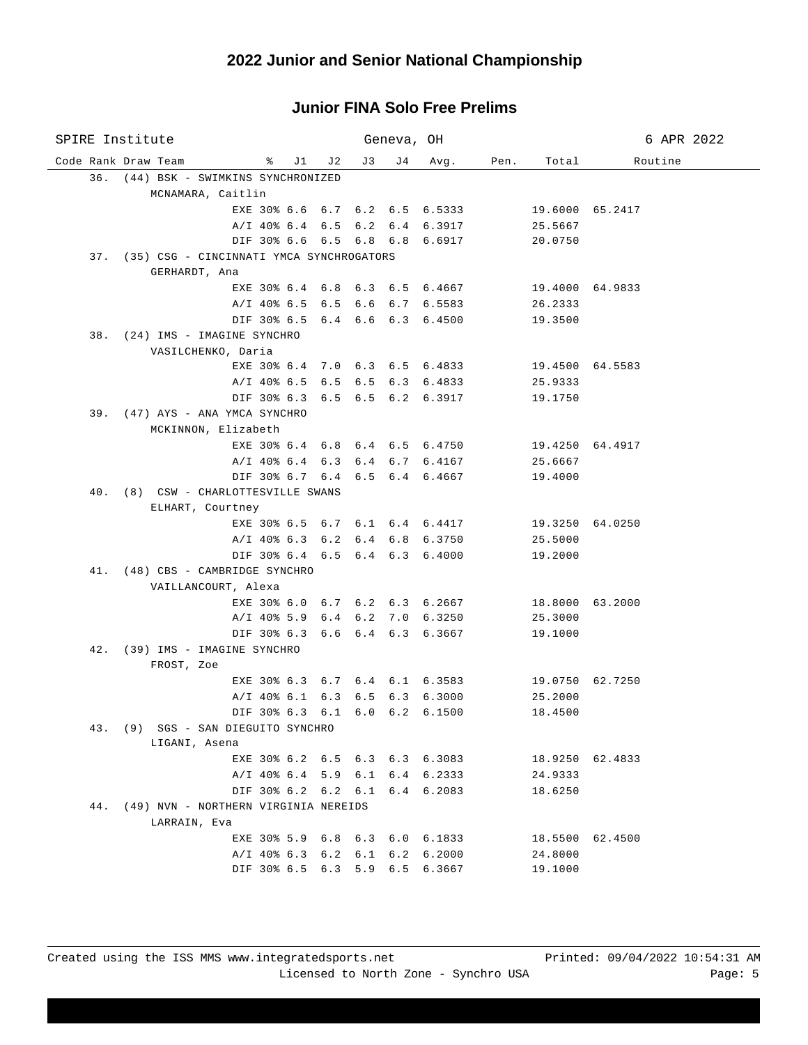## 2022 Junior and Senior National Championship

### Junior FINA Solo Free Prelims

SPIRE Institute | Geneva, OH | 6 APR 2022

| Code Rank | Draw | Team | | % | J1 | J2 | J3 | J4 | Avg. | Pen. | Total | Routine |
|---|---|---|---|---|---|---|---|---|---|---|---|---|
| 36. | (44) | BSK - SWIMKINS SYNCHRONIZED | | | | | | | | | | |
| | | MCNAMARA, Caitlin | | | | | | | | | | |
| | | | EXE | 30% | 6.6 | 6.7 | 6.2 | 6.5 | 6.5333 | | 19.6000 | 65.2417 |
| | | | A/I | 40% | 6.4 | 6.5 | 6.2 | 6.4 | 6.3917 | | 25.5667 | |
| | | | DIF | 30% | 6.6 | 6.5 | 6.8 | 6.8 | 6.6917 | | 20.0750 | |
| 37. | (35) | CSG - CINCINNATI YMCA SYNCHROGATORS | | | | | | | | | | |
| | | GERHARDT, Ana | | | | | | | | | | |
| | | | EXE | 30% | 6.4 | 6.8 | 6.3 | 6.5 | 6.4667 | | 19.4000 | 64.9833 |
| | | | A/I | 40% | 6.5 | 6.5 | 6.6 | 6.7 | 6.5583 | | 26.2333 | |
| | | | DIF | 30% | 6.5 | 6.4 | 6.6 | 6.3 | 6.4500 | | 19.3500 | |
| 38. | (24) | IMS - IMAGINE SYNCHRO | | | | | | | | | | |
| | | VASILCHENKO, Daria | | | | | | | | | | |
| | | | EXE | 30% | 6.4 | 7.0 | 6.3 | 6.5 | 6.4833 | | 19.4500 | 64.5583 |
| | | | A/I | 40% | 6.5 | 6.5 | 6.5 | 6.3 | 6.4833 | | 25.9333 | |
| | | | DIF | 30% | 6.3 | 6.5 | 6.5 | 6.2 | 6.3917 | | 19.1750 | |
| 39. | (47) | AYS - ANA YMCA SYNCHRO | | | | | | | | | | |
| | | MCKINNON, Elizabeth | | | | | | | | | | |
| | | | EXE | 30% | 6.4 | 6.8 | 6.4 | 6.5 | 6.4750 | | 19.4250 | 64.4917 |
| | | | A/I | 40% | 6.4 | 6.3 | 6.4 | 6.7 | 6.4167 | | 25.6667 | |
| | | | DIF | 30% | 6.7 | 6.4 | 6.5 | 6.4 | 6.4667 | | 19.4000 | |
| 40. | (8) | CSW - CHARLOTTESVILLE SWANS | | | | | | | | | | |
| | | ELHART, Courtney | | | | | | | | | | |
| | | | EXE | 30% | 6.5 | 6.7 | 6.1 | 6.4 | 6.4417 | | 19.3250 | 64.0250 |
| | | | A/I | 40% | 6.3 | 6.2 | 6.4 | 6.8 | 6.3750 | | 25.5000 | |
| | | | DIF | 30% | 6.4 | 6.5 | 6.4 | 6.3 | 6.4000 | | 19.2000 | |
| 41. | (48) | CBS - CAMBRIDGE SYNCHRO | | | | | | | | | | |
| | | VAILLANCOURT, Alexa | | | | | | | | | | |
| | | | EXE | 30% | 6.0 | 6.7 | 6.2 | 6.3 | 6.2667 | | 18.8000 | 63.2000 |
| | | | A/I | 40% | 5.9 | 6.4 | 6.2 | 7.0 | 6.3250 | | 25.3000 | |
| | | | DIF | 30% | 6.3 | 6.6 | 6.4 | 6.3 | 6.3667 | | 19.1000 | |
| 42. | (39) | IMS - IMAGINE SYNCHRO | | | | | | | | | | |
| | | FROST, Zoe | | | | | | | | | | |
| | | | EXE | 30% | 6.3 | 6.7 | 6.4 | 6.1 | 6.3583 | | 19.0750 | 62.7250 |
| | | | A/I | 40% | 6.1 | 6.3 | 6.5 | 6.3 | 6.3000 | | 25.2000 | |
| | | | DIF | 30% | 6.3 | 6.1 | 6.0 | 6.2 | 6.1500 | | 18.4500 | |
| 43. | (9) | SGS - SAN DIEGUITO SYNCHRO | | | | | | | | | | |
| | | LIGANI, Asena | | | | | | | | | | |
| | | | EXE | 30% | 6.2 | 6.5 | 6.3 | 6.3 | 6.3083 | | 18.9250 | 62.4833 |
| | | | A/I | 40% | 6.4 | 5.9 | 6.1 | 6.4 | 6.2333 | | 24.9333 | |
| | | | DIF | 30% | 6.2 | 6.2 | 6.1 | 6.4 | 6.2083 | | 18.6250 | |
| 44. | (49) | NVN - NORTHERN VIRGINIA NEREIDS | | | | | | | | | | |
| | | LARRAIN, Eva | | | | | | | | | | |
| | | | EXE | 30% | 5.9 | 6.8 | 6.3 | 6.0 | 6.1833 | | 18.5500 | 62.4500 |
| | | | A/I | 40% | 6.3 | 6.2 | 6.1 | 6.2 | 6.2000 | | 24.8000 | |
| | | | DIF | 30% | 6.5 | 6.3 | 5.9 | 6.5 | 6.3667 | | 19.1000 | |

Created using the ISS MMS www.integratedsports.net Printed: 09/04/2022 10:54:31 AM
Licensed to North Zone - Synchro USA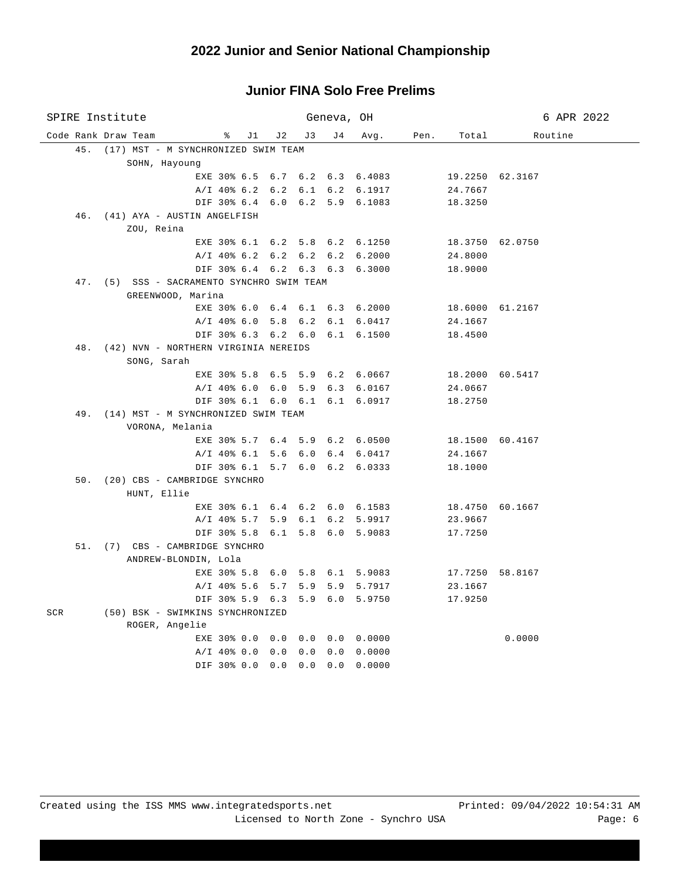## 2022 Junior and Senior National Championship

### Junior FINA Solo Free Prelims

SPIRE Institute — Geneva, OH — 6 APR 2022

| Code | Rank | Draw | Team | % | J1 | J2 | J3 | J4 | Avg. | Pen. | Total | Routine |
|---|---|---|---|---|---|---|---|---|---|---|---|---|
| | 45. | (17) | MST - M SYNCHRONIZED SWIM TEAM | | | | | | | | | |
| | | | SOHN, Hayoung | | | | | | | | | |
| | | | EXE | 30% | 6.5 | 6.7 | 6.2 | 6.3 | 6.4083 | | 19.2250 | 62.3167 |
| | | | A/I | 40% | 6.2 | 6.2 | 6.1 | 6.2 | 6.1917 | | 24.7667 | |
| | | | DIF | 30% | 6.4 | 6.0 | 6.2 | 5.9 | 6.1083 | | 18.3250 | |
| | 46. | (41) | AYA - AUSTIN ANGELFISH | | | | | | | | | |
| | | | ZOU, Reina | | | | | | | | | |
| | | | EXE | 30% | 6.1 | 6.2 | 5.8 | 6.2 | 6.1250 | | 18.3750 | 62.0750 |
| | | | A/I | 40% | 6.2 | 6.2 | 6.2 | 6.2 | 6.2000 | | 24.8000 | |
| | | | DIF | 30% | 6.4 | 6.2 | 6.3 | 6.3 | 6.3000 | | 18.9000 | |
| | 47. | (5) | SSS - SACRAMENTO SYNCHRO SWIM TEAM | | | | | | | | | |
| | | | GREENWOOD, Marina | | | | | | | | | |
| | | | EXE | 30% | 6.0 | 6.4 | 6.1 | 6.3 | 6.2000 | | 18.6000 | 61.2167 |
| | | | A/I | 40% | 6.0 | 5.8 | 6.2 | 6.1 | 6.0417 | | 24.1667 | |
| | | | DIF | 30% | 6.3 | 6.2 | 6.0 | 6.1 | 6.1500 | | 18.4500 | |
| | 48. | (42) | NVN - NORTHERN VIRGINIA NEREIDS | | | | | | | | | |
| | | | SONG, Sarah | | | | | | | | | |
| | | | EXE | 30% | 5.8 | 6.5 | 5.9 | 6.2 | 6.0667 | | 18.2000 | 60.5417 |
| | | | A/I | 40% | 6.0 | 6.0 | 5.9 | 6.3 | 6.0167 | | 24.0667 | |
| | | | DIF | 30% | 6.1 | 6.0 | 6.1 | 6.1 | 6.0917 | | 18.2750 | |
| | 49. | (14) | MST - M SYNCHRONIZED SWIM TEAM | | | | | | | | | |
| | | | VORONA, Melania | | | | | | | | | |
| | | | EXE | 30% | 5.7 | 6.4 | 5.9 | 6.2 | 6.0500 | | 18.1500 | 60.4167 |
| | | | A/I | 40% | 6.1 | 5.6 | 6.0 | 6.4 | 6.0417 | | 24.1667 | |
| | | | DIF | 30% | 6.1 | 5.7 | 6.0 | 6.2 | 6.0333 | | 18.1000 | |
| | 50. | (20) | CBS - CAMBRIDGE SYNCHRO | | | | | | | | | |
| | | | HUNT, Ellie | | | | | | | | | |
| | | | EXE | 30% | 6.1 | 6.4 | 6.2 | 6.0 | 6.1583 | | 18.4750 | 60.1667 |
| | | | A/I | 40% | 5.7 | 5.9 | 6.1 | 6.2 | 5.9917 | | 23.9667 | |
| | | | DIF | 30% | 5.8 | 6.1 | 5.8 | 6.0 | 5.9083 | | 17.7250 | |
| | 51. | (7) | CBS - CAMBRIDGE SYNCHRO | | | | | | | | | |
| | | | ANDREW-BLONDIN, Lola | | | | | | | | | |
| | | | EXE | 30% | 5.8 | 6.0 | 5.8 | 6.1 | 5.9083 | | 17.7250 | 58.8167 |
| | | | A/I | 40% | 5.6 | 5.7 | 5.9 | 5.9 | 5.7917 | | 23.1667 | |
| | | | DIF | 30% | 5.9 | 6.3 | 5.9 | 6.0 | 5.9750 | | 17.9250 | |
| SCR | | (50) | BSK - SWIMKINS SYNCHRONIZED | | | | | | | | | |
| | | | ROGER, Angelie | | | | | | | | | |
| | | | EXE | 30% | 0.0 | 0.0 | 0.0 | 0.0 | 0.0000 | | | 0.0000 |
| | | | A/I | 40% | 0.0 | 0.0 | 0.0 | 0.0 | 0.0000 | | | |
| | | | DIF | 30% | 0.0 | 0.0 | 0.0 | 0.0 | 0.0000 | | | |

Created using the ISS MMS www.integratedsports.net — Printed: 09/04/2022 10:54:31 AM

Licensed to North Zone - Synchro USA